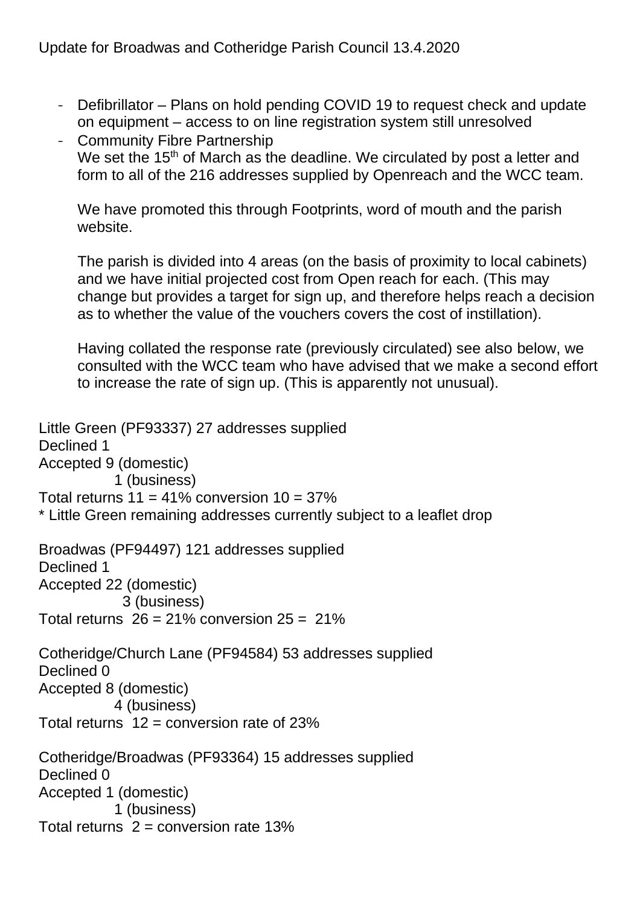Update for Broadwas and Cotheridge Parish Council 13.4.2020

- Defibrillator – Plans on hold pending COVID 19 to request check and update on equipment – access to on line registration system still unresolved
- Community Fibre Partnership
  We set the 15th of March as the deadline. We circulated by post a letter and form to all of the 216 addresses supplied by Openreach and the WCC team.

  We have promoted this through Footprints, word of mouth and the parish website.

  The parish is divided into 4 areas (on the basis of proximity to local cabinets) and we have initial projected cost from Open reach for each. (This may change but provides a target for sign up, and therefore helps reach a decision as to whether the value of the vouchers covers the cost of instillation).

  Having collated the response rate (previously circulated) see also below, we consulted with the WCC team who have advised that we make a second effort to increase the rate of sign up. (This is apparently not unusual).

Little Green (PF93337) 27 addresses supplied
Declined 1
Accepted 9 (domestic)
1 (business)
Total returns 11 = 41% conversion 10 = 37%
* Little Green remaining addresses currently subject to a leaflet drop

Broadwas (PF94497) 121 addresses supplied
Declined 1
Accepted 22 (domestic)
3 (business)
Total returns 26 = 21% conversion 25 = 21%

Cotheridge/Church Lane (PF94584) 53 addresses supplied
Declined 0
Accepted 8 (domestic)
4 (business)
Total returns 12 = conversion rate of 23%

Cotheridge/Broadwas (PF93364) 15 addresses supplied
Declined 0
Accepted 1 (domestic)
1 (business)
Total returns 2 = conversion rate 13%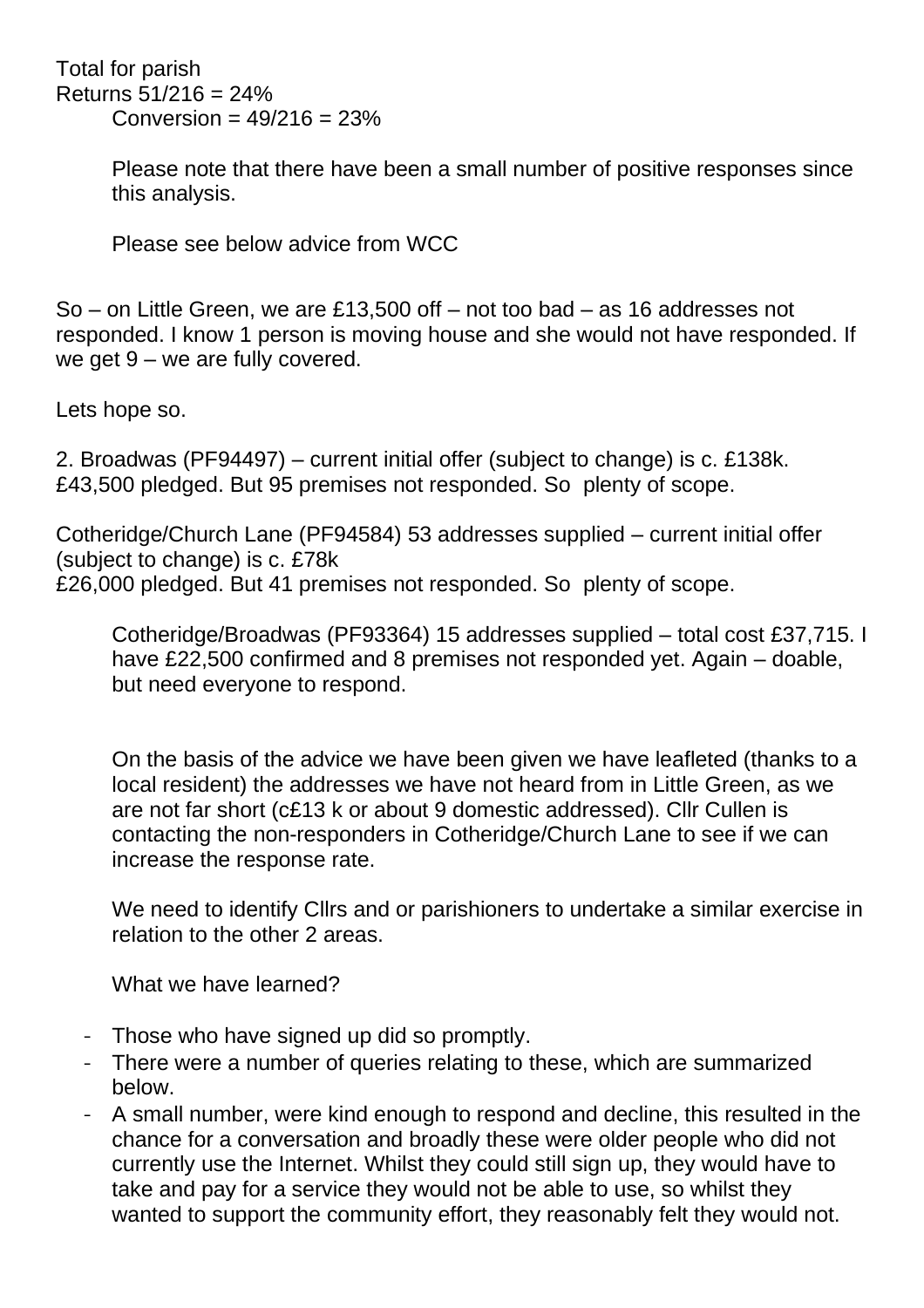Total for parish
Returns 51/216 = 24%

Conversion = 49/216 = 23%

Please note that there have been a small number of positive responses since this analysis.

Please see below advice from WCC

So – on Little Green, we are £13,500 off – not too bad – as 16 addresses not responded. I know 1 person is moving house and she would not have responded. If we get 9 – we are fully covered.

Lets hope so.

2. Broadwas (PF94497) – current initial offer (subject to change) is c. £138k. £43,500 pledged. But 95 premises not responded. So plenty of scope.

Cotheridge/Church Lane (PF94584) 53 addresses supplied – current initial offer (subject to change) is c. £78k
£26,000 pledged. But 41 premises not responded. So plenty of scope.

Cotheridge/Broadwas (PF93364) 15 addresses supplied – total cost £37,715. I have £22,500 confirmed and 8 premises not responded yet. Again – doable, but need everyone to respond.

On the basis of the advice we have been given we have leafleted (thanks to a local resident) the addresses we have not heard from in Little Green, as we are not far short (c£13 k or about 9 domestic addressed). Cllr Cullen is contacting the non-responders in Cotheridge/Church Lane to see if we can increase the response rate.

We need to identify Cllrs and or parishioners to undertake a similar exercise in relation to the other 2 areas.

What we have learned?

- Those who have signed up did so promptly.
- There were a number of queries relating to these, which are summarized below.
- A small number, were kind enough to respond and decline, this resulted in the chance for a conversation and broadly these were older people who did not currently use the Internet. Whilst they could still sign up, they would have to take and pay for a service they would not be able to use, so whilst they wanted to support the community effort, they reasonably felt they would not.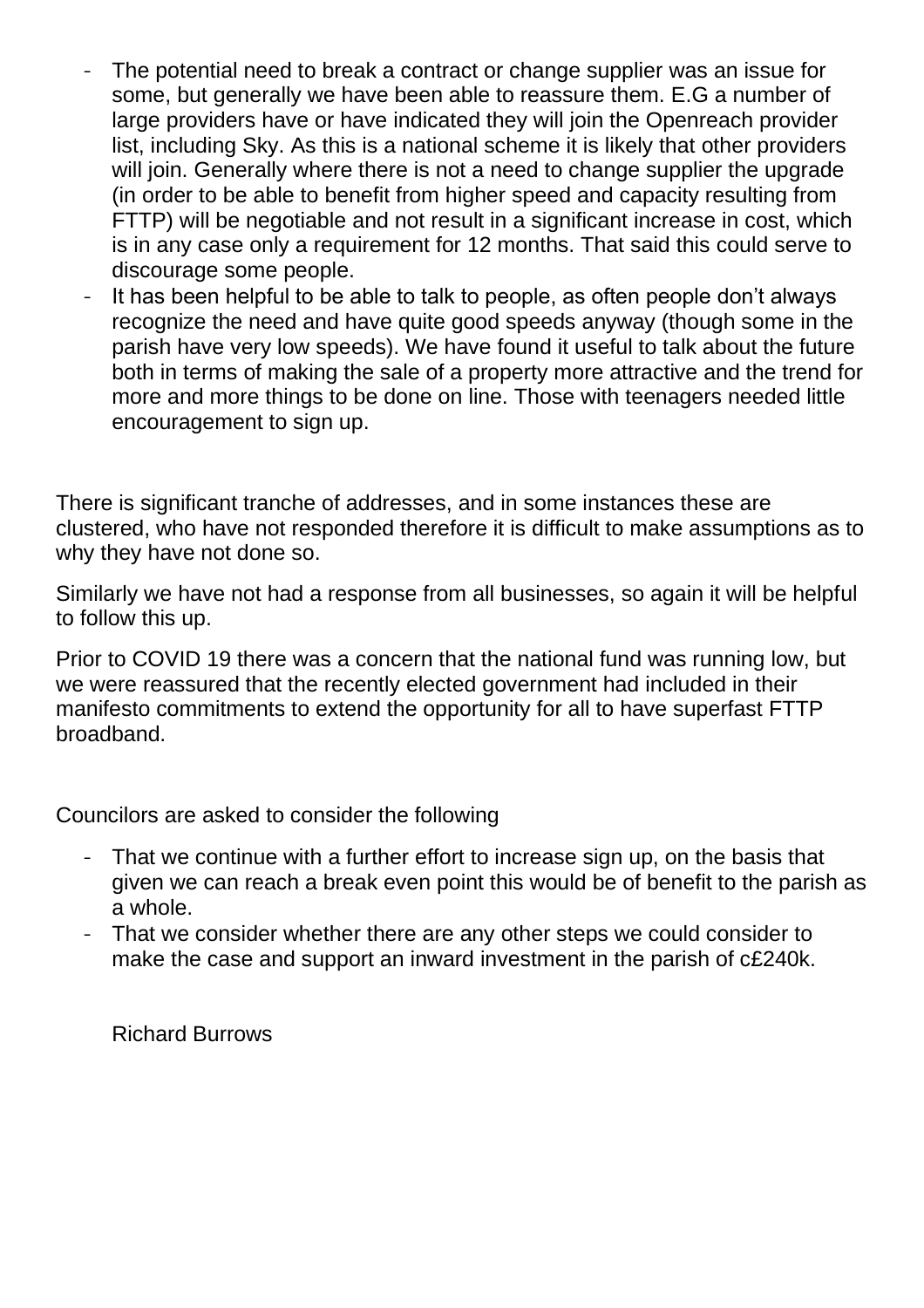- The potential need to break a contract or change supplier was an issue for some, but generally we have been able to reassure them. E.G a number of large providers have or have indicated they will join the Openreach provider list, including Sky. As this is a national scheme it is likely that other providers will join. Generally where there is not a need to change supplier the upgrade (in order to be able to benefit from higher speed and capacity resulting from FTTP) will be negotiable and not result in a significant increase in cost, which is in any case only a requirement for 12 months. That said this could serve to discourage some people.
- It has been helpful to be able to talk to people, as often people don't always recognize the need and have quite good speeds anyway (though some in the parish have very low speeds). We have found it useful to talk about the future both in terms of making the sale of a property more attractive and the trend for more and more things to be done on line. Those with teenagers needed little encouragement to sign up.

There is significant tranche of addresses, and in some instances these are clustered, who have not responded therefore it is difficult to make assumptions as to why they have not done so.

Similarly we have not had a response from all businesses, so again it will be helpful to follow this up.

Prior to COVID 19 there was a concern that the national fund was running low, but we were reassured that the recently elected government had included in their manifesto commitments to extend the opportunity for all to have superfast FTTP broadband.

Councilors are asked to consider the following

- That we continue with a further effort to increase sign up, on the basis that given we can reach a break even point this would be of benefit to the parish as a whole.
- That we consider whether there are any other steps we could consider to make the case and support an inward investment in the parish of c£240k.

Richard Burrows